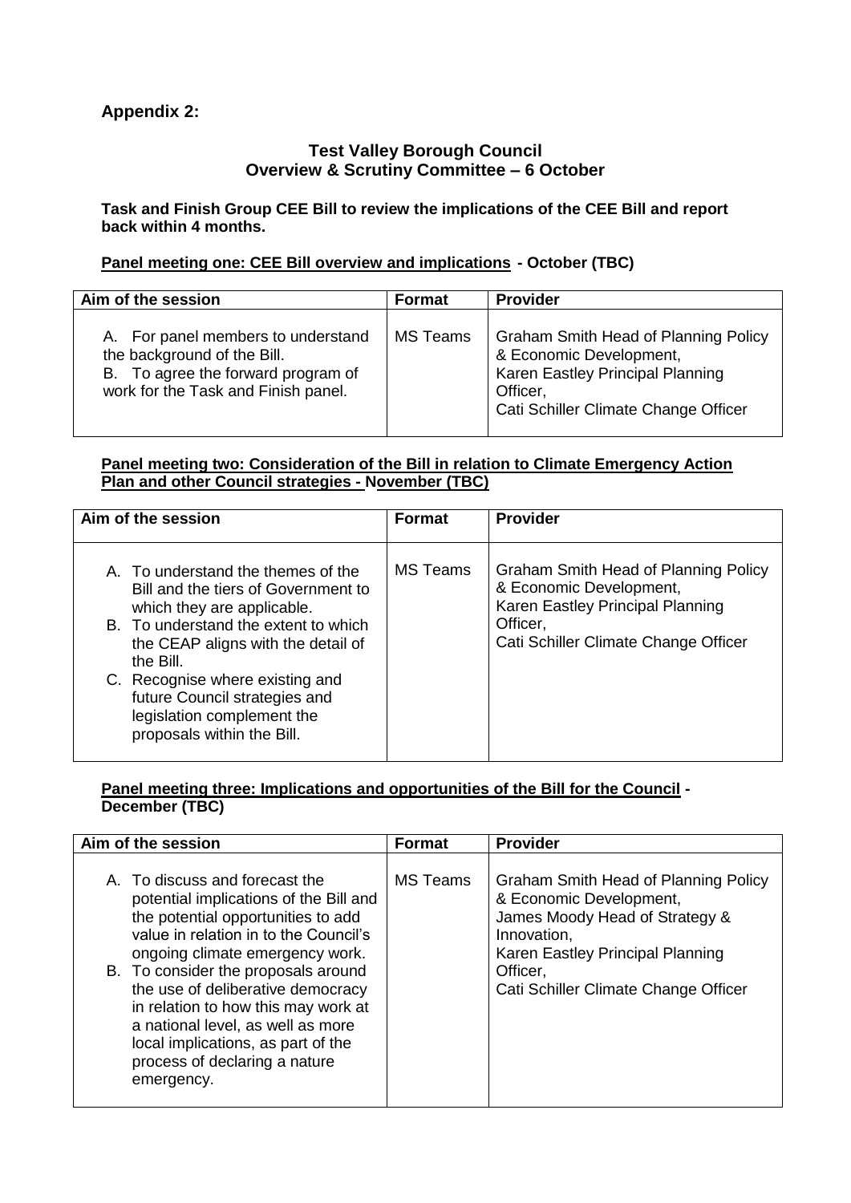**Appendix 2:**

**Test Valley Borough Council**
**Overview & Scrutiny Committee – 6 October**

**Task and Finish Group CEE Bill to review the implications of the CEE Bill and report back within 4 months.**

**Panel meeting one: CEE Bill overview and implications - October (TBC)**

| Aim of the session | Format | Provider |
|---|---|---|
| A. For panel members to understand the background of the Bill.<br>B. To agree the forward program of work for the Task and Finish panel. | MS Teams | Graham Smith Head of Planning Policy & Economic Development,<br>Karen Eastley Principal Planning Officer,<br>Cati Schiller Climate Change Officer |

**Panel meeting two: Consideration of the Bill in relation to Climate Emergency Action Plan and other Council strategies - November (TBC)**

| Aim of the session | Format | Provider |
|---|---|---|
| A. To understand the themes of the Bill and the tiers of Government to which they are applicable.<br>B. To understand the extent to which the CEAP aligns with the detail of the Bill.<br>C. Recognise where existing and future Council strategies and legislation complement the proposals within the Bill. | MS Teams | Graham Smith Head of Planning Policy & Economic Development,<br>Karen Eastley Principal Planning Officer,<br>Cati Schiller Climate Change Officer |

**Panel meeting three: Implications and opportunities of the Bill for the Council - December (TBC)**

| Aim of the session | Format | Provider |
|---|---|---|
| A. To discuss and forecast the potential implications of the Bill and the potential opportunities to add value in relation in to the Council's ongoing climate emergency work.<br>B. To consider the proposals around the use of deliberative democracy in relation to how this may work at a national level, as well as more local implications, as part of the process of declaring a nature emergency. | MS Teams | Graham Smith Head of Planning Policy & Economic Development,<br>James Moody Head of Strategy & Innovation,<br>Karen Eastley Principal Planning Officer,<br>Cati Schiller Climate Change Officer |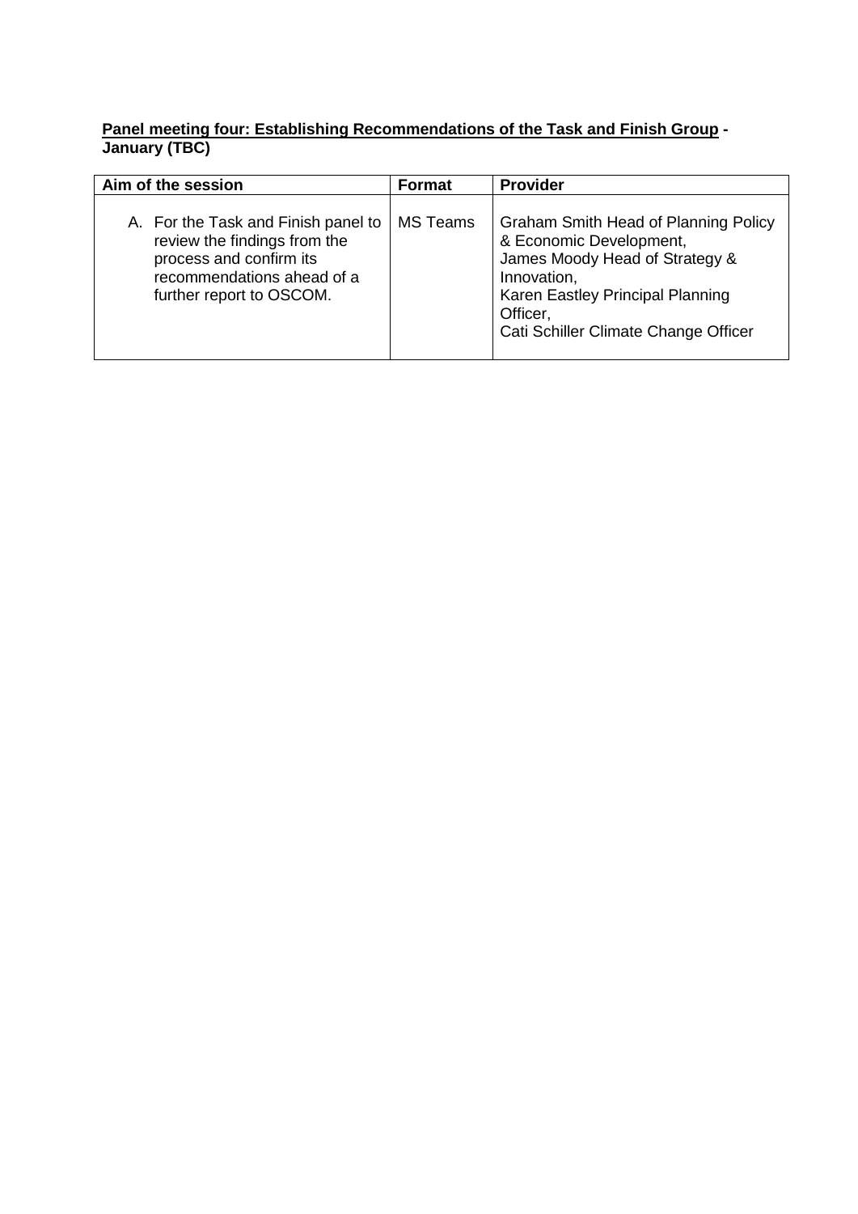**<u>Panel meeting four: Establishing Recommendations of the Task and Finish Group</u> - January (TBC)**

| Aim of the session | Format | Provider |
|---|---|---|
| A. For the Task and Finish panel to review the findings from the process and confirm its recommendations ahead of a further report to OSCOM. | MS Teams | Graham Smith Head of Planning Policy & Economic Development,<br>James Moody Head of Strategy & Innovation,<br>Karen Eastley Principal Planning Officer,<br>Cati Schiller Climate Change Officer |